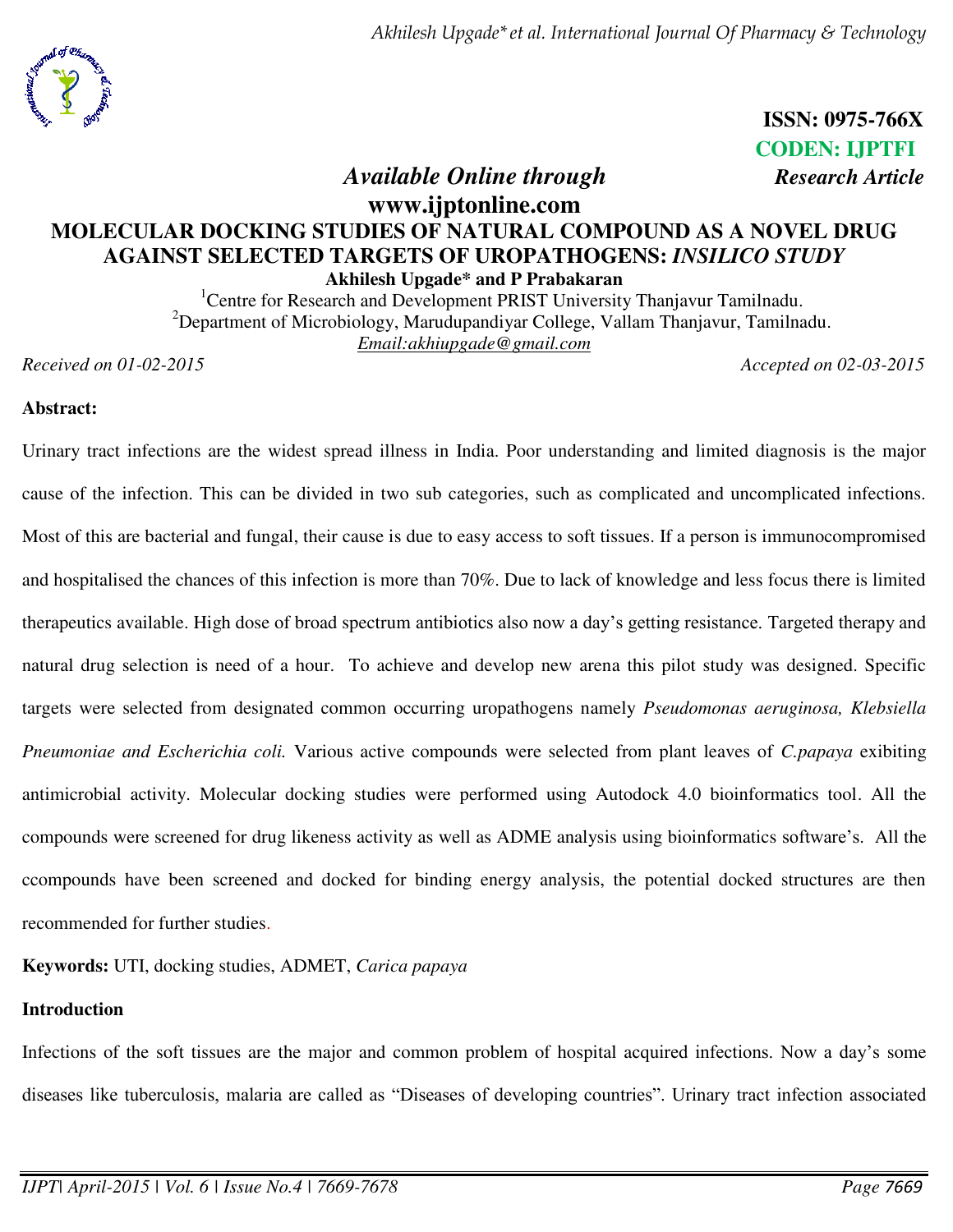ISSN: 0975-766X
CODEN: IJPTFI

*Available Online through* *Research Article*

**www.ijptonline.com**

# MOLECULAR DOCKING STUDIES OF NATURAL COMPOUND AS A NOVEL DRUG AGAINST SELECTED TARGETS OF UROPATHOGENS: *INSILICO STUDY*

**Akhilesh Upgade* and P Prabakaran**

[1]Centre for Research and Development PRIST University Thanjavur Tamilnadu.
[2]Department of Microbiology, Marudupandiyar College, Vallam Thanjavur, Tamilnadu.
Email:akhiupgade@gmail.com

*Received on 01-02-2015* *Accepted on 02-03-2015*

**Abstract:**

Urinary tract infections are the widest spread illness in India. Poor understanding and limited diagnosis is the major cause of the infection. This can be divided in two sub categories, such as complicated and uncomplicated infections. Most of this are bacterial and fungal, their cause is due to easy access to soft tissues. If a person is immunocompromised and hospitalised the chances of this infection is more than 70%. Due to lack of knowledge and less focus there is limited therapeutics available. High dose of broad spectrum antibiotics also now a day's getting resistance. Targeted therapy and natural drug selection is need of a hour. To achieve and develop new arena this pilot study was designed. Specific targets were selected from designated common occurring uropathogens namely *Pseudomonas aeruginosa, Klebsiella Pneumoniae and Escherichia coli.* Various active compounds were selected from plant leaves of *C.papaya* exibiting antimicrobial activity. Molecular docking studies were performed using Autodock 4.0 bioinformatics tool. All the compounds were screened for drug likeness activity as well as ADME analysis using bioinformatics software's. All the ccompounds have been screened and docked for binding energy analysis, the potential docked structures are then recommended for further studies.

**Keywords:** UTI, docking studies, ADMET, *Carica papaya*

**Introduction**

Infections of the soft tissues are the major and common problem of hospital acquired infections. Now a day's some diseases like tuberculosis, malaria are called as "Diseases of developing countries". Urinary tract infection associated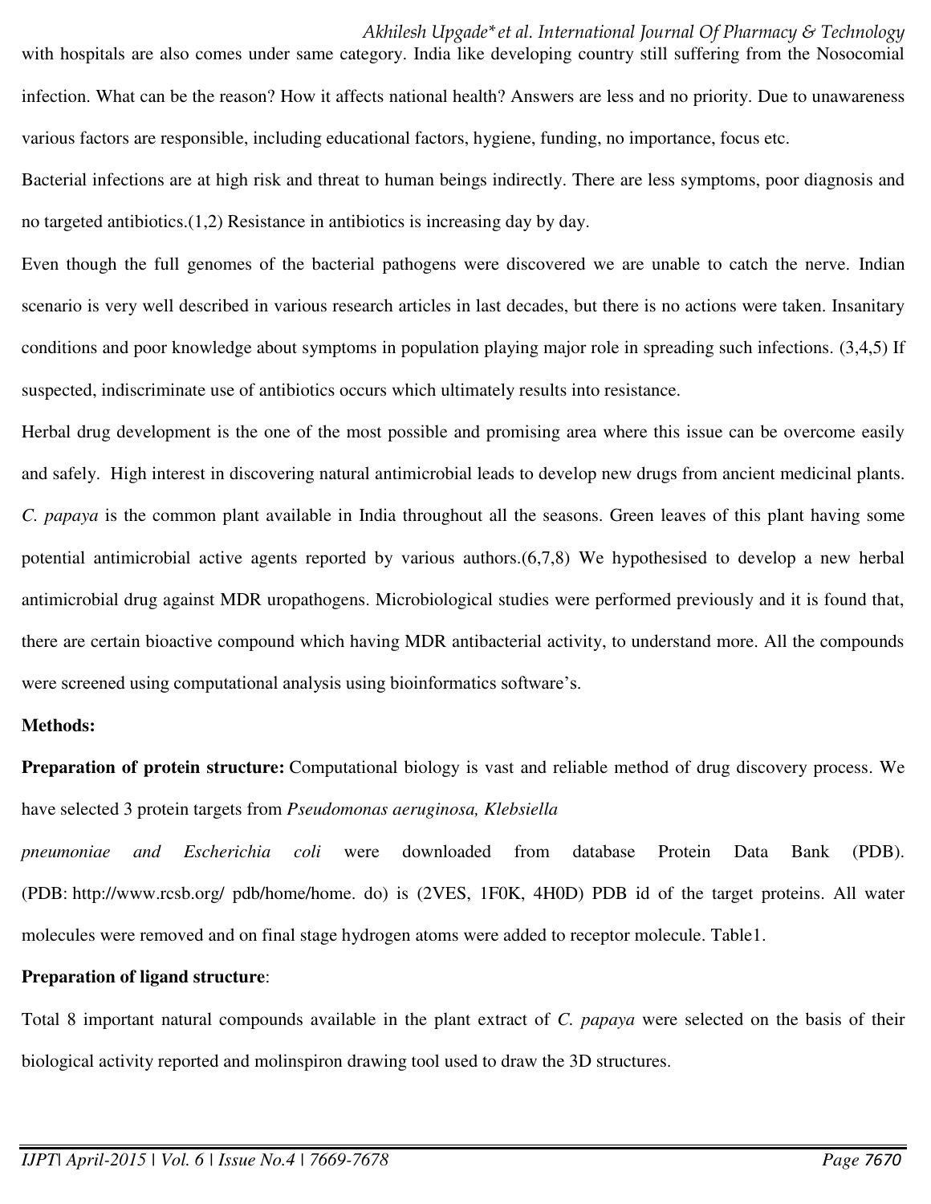with hospitals are also comes under same category. India like developing country still suffering from the Nosocomial infection. What can be the reason? How it affects national health? Answers are less and no priority. Due to unawareness various factors are responsible, including educational factors, hygiene, funding, no importance, focus etc.

Bacterial infections are at high risk and threat to human beings indirectly. There are less symptoms, poor diagnosis and no targeted antibiotics.(1,2) Resistance in antibiotics is increasing day by day.

Even though the full genomes of the bacterial pathogens were discovered we are unable to catch the nerve. Indian scenario is very well described in various research articles in last decades, but there is no actions were taken. Insanitary conditions and poor knowledge about symptoms in population playing major role in spreading such infections. (3,4,5) If suspected, indiscriminate use of antibiotics occurs which ultimately results into resistance.

Herbal drug development is the one of the most possible and promising area where this issue can be overcome easily and safely. High interest in discovering natural antimicrobial leads to develop new drugs from ancient medicinal plants. *C. papaya* is the common plant available in India throughout all the seasons. Green leaves of this plant having some potential antimicrobial active agents reported by various authors.(6,7,8) We hypothesised to develop a new herbal antimicrobial drug against MDR uropathogens. Microbiological studies were performed previously and it is found that, there are certain bioactive compound which having MDR antibacterial activity, to understand more. All the compounds were screened using computational analysis using bioinformatics software's.

**Methods:**

**Preparation of protein structure:** Computational biology is vast and reliable method of drug discovery process. We have selected 3 protein targets from *Pseudomonas aeruginosa, Klebsiella pneumoniae and Escherichia coli* were downloaded from database Protein Data Bank (PDB). (PDB: http://www.rcsb.org/ pdb/home/home. do) is (2VES, 1F0K, 4H0D) PDB id of the target proteins. All water molecules were removed and on final stage hydrogen atoms were added to receptor molecule. Table1.

**Preparation of ligand structure**:

Total 8 important natural compounds available in the plant extract of *C. papaya* were selected on the basis of their biological activity reported and molinspiron drawing tool used to draw the 3D structures.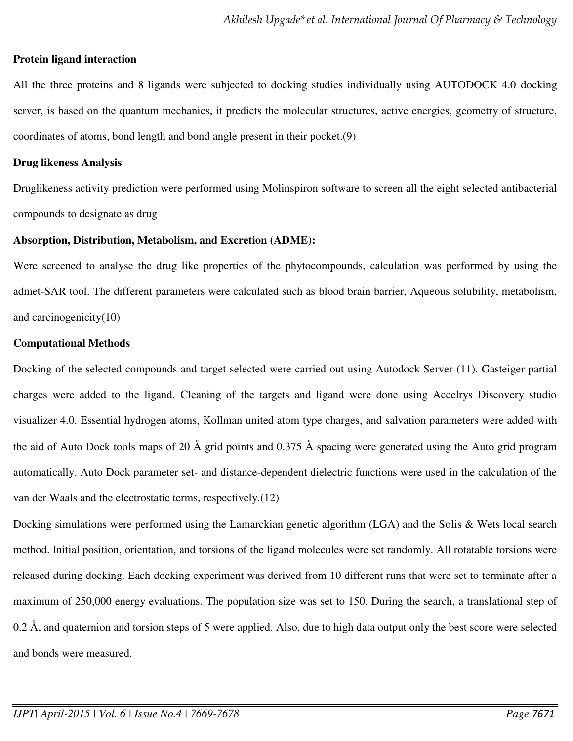**Protein ligand interaction**

All the three proteins and 8 ligands were subjected to docking studies individually using AUTODOCK 4.0 docking server, is based on the quantum mechanics, it predicts the molecular structures, active energies, geometry of structure, coordinates of atoms, bond length and bond angle present in their pocket.(9)

**Drug likeness Analysis**

Druglikeness activity prediction were performed using Molinspiron software to screen all the eight selected antibacterial compounds to designate as drug

**Absorption, Distribution, Metabolism, and Excretion (ADME):**

Were screened to analyse the drug like properties of the phytocompounds, calculation was performed by using the admet-SAR tool. The different parameters were calculated such as blood brain barrier, Aqueous solubility, metabolism, and carcinogenicity(10)

**Computational Methods**

Docking of the selected compounds and target selected were carried out using Autodock Server (11). Gasteiger partial charges were added to the ligand. Cleaning of the targets and ligand were done using Accelrys Discovery studio visualizer 4.0. Essential hydrogen atoms, Kollman united atom type charges, and salvation parameters were added with the aid of Auto Dock tools maps of 20 Å grid points and 0.375 Å spacing were generated using the Auto grid program automatically. Auto Dock parameter set- and distance-dependent dielectric functions were used in the calculation of the van der Waals and the electrostatic terms, respectively.(12)

Docking simulations were performed using the Lamarckian genetic algorithm (LGA) and the Solis & Wets local search method. Initial position, orientation, and torsions of the ligand molecules were set randomly. All rotatable torsions were released during docking. Each docking experiment was derived from 10 different runs that were set to terminate after a maximum of 250,000 energy evaluations. The population size was set to 150. During the search, a translational step of 0.2 Å, and quaternion and torsion steps of 5 were applied. Also, due to high data output only the best score were selected and bonds were measured.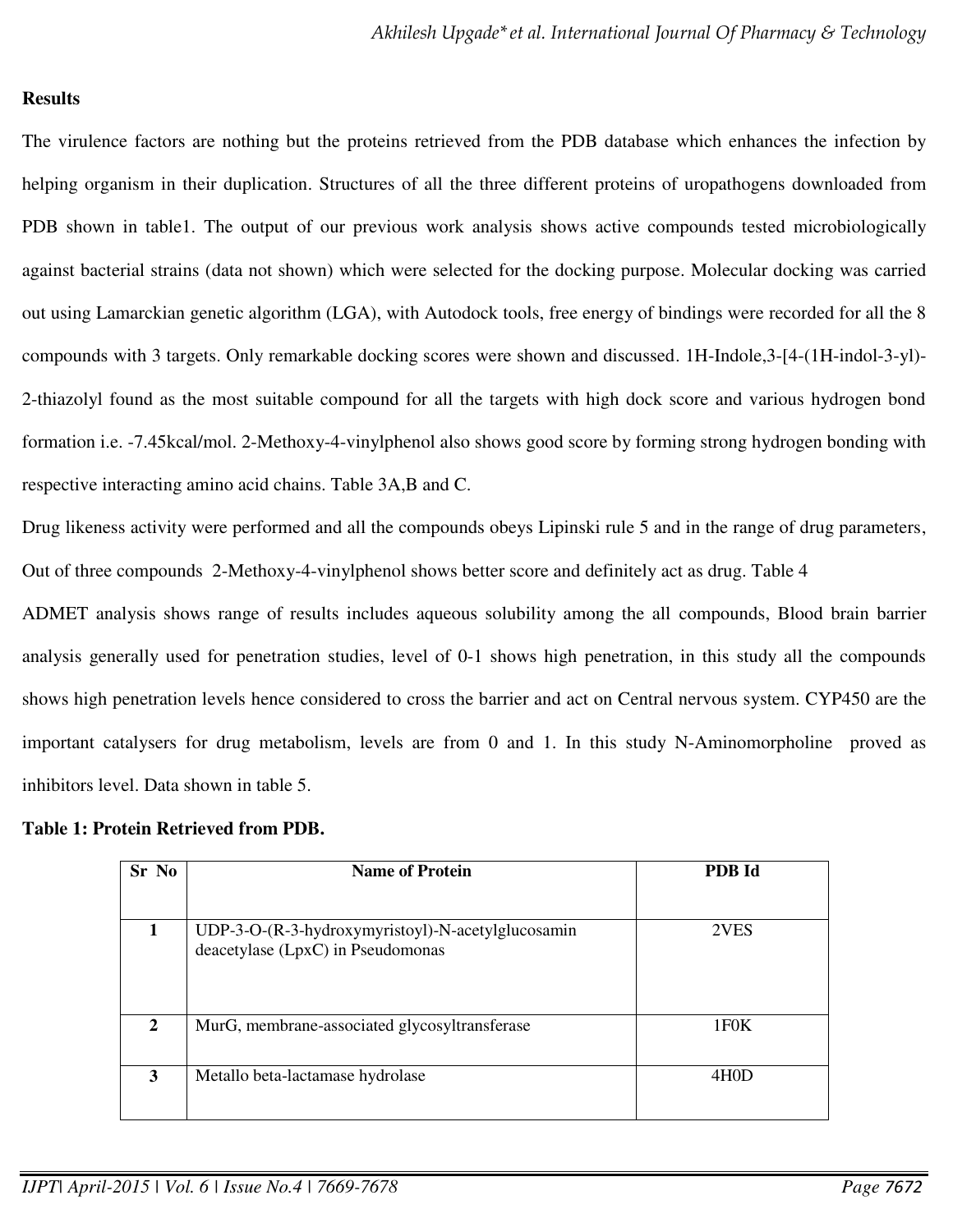## Results

The virulence factors are nothing but the proteins retrieved from the PDB database which enhances the infection by helping organism in their duplication. Structures of all the three different proteins of uropathogens downloaded from PDB shown in table1. The output of our previous work analysis shows active compounds tested microbiologically against bacterial strains (data not shown) which were selected for the docking purpose. Molecular docking was carried out using Lamarckian genetic algorithm (LGA), with Autodock tools, free energy of bindings were recorded for all the 8 compounds with 3 targets. Only remarkable docking scores were shown and discussed. 1H-Indole,3-[4-(1H-indol-3-yl)-2-thiazolyl found as the most suitable compound for all the targets with high dock score and various hydrogen bond formation i.e. -7.45kcal/mol. 2-Methoxy-4-vinylphenol also shows good score by forming strong hydrogen bonding with respective interacting amino acid chains. Table 3A,B and C.

Drug likeness activity were performed and all the compounds obeys Lipinski rule 5 and in the range of drug parameters, Out of three compounds 2-Methoxy-4-vinylphenol shows better score and definitely act as drug. Table 4

ADMET analysis shows range of results includes aqueous solubility among the all compounds, Blood brain barrier analysis generally used for penetration studies, level of 0-1 shows high penetration, in this study all the compounds shows high penetration levels hence considered to cross the barrier and act on Central nervous system. CYP450 are the important catalysers for drug metabolism, levels are from 0 and 1. In this study N-Aminomorpholine proved as inhibitors level. Data shown in table 5.

**Table 1: Protein Retrieved from PDB.**

| Sr No | Name of Protein | PDB Id |
|---|---|---|
| 1 | UDP-3-O-(R-3-hydroxymyristoyl)-N-acetylglucosamin deacetylase (LpxC) in Pseudomonas | 2VES |
| 2 | MurG, membrane-associated glycosyltransferase | 1F0K |
| 3 | Metallo beta-lactamase hydrolase | 4H0D |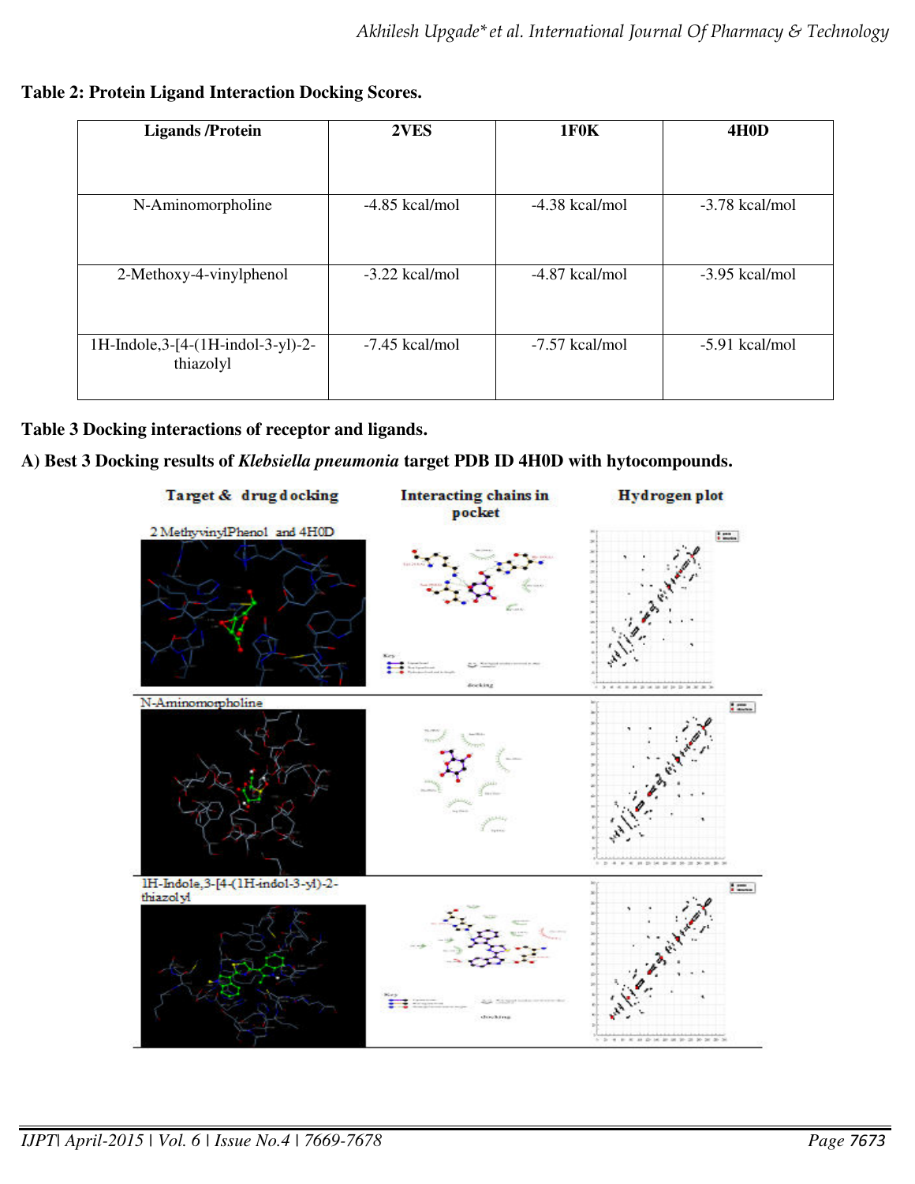**Table 2: Protein Ligand Interaction Docking Scores.**

| Ligands /Protein | 2VES | 1F0K | 4H0D |
|---|---|---|---|
| N-Aminomorpholine | -4.85 kcal/mol | -4.38 kcal/mol | -3.78 kcal/mol |
| 2-Methoxy-4-vinylphenol | -3.22 kcal/mol | -4.87 kcal/mol | -3.95 kcal/mol |
| 1H-Indole,3-[4-(1H-indol-3-yl)-2-thiazolyl | -7.45 kcal/mol | -7.57 kcal/mol | -5.91 kcal/mol |

**Table 3 Docking interactions of receptor and ligands.**

**A) Best 3 Docking results of *Klebsiella pneumonia* target PDB ID 4H0D with hytocompounds.**

| Target & drug docking | Interacting chains in pocket | Hydrogen plot |
|---|---|---|
| 2 MethyvinylPhenol and 4H0D | | |
| N-Aminomorpholine | | |
| 1H-Indole,3-[4-(1H-indol-3-yl)-2-thiazolyl | | |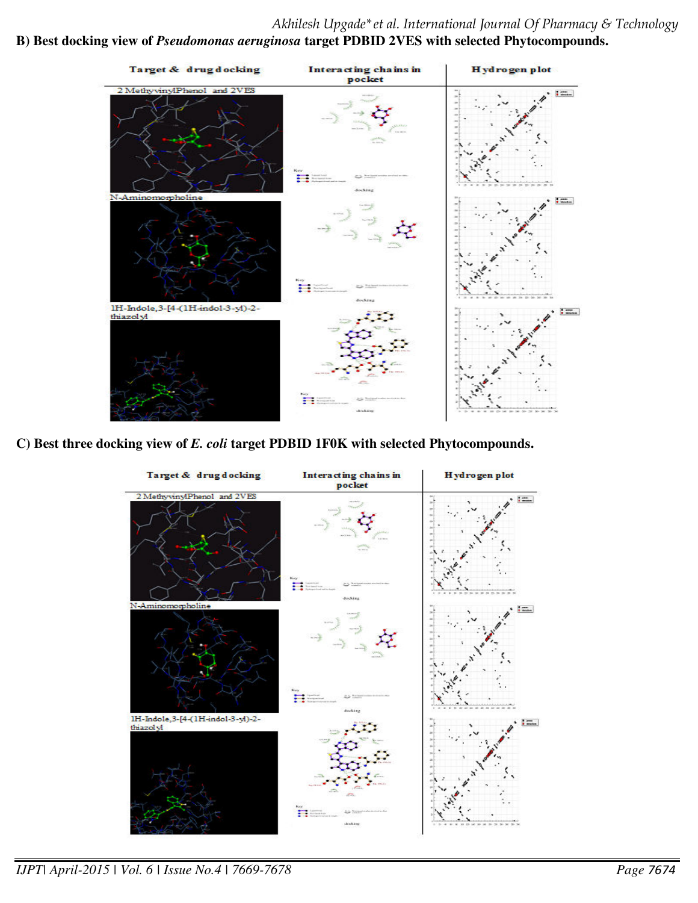**B) Best docking view of *Pseudomonas aeruginosa* target PDBID 2VES with selected Phytocompounds.**

| Target & drug docking | Interacting chains in pocket | Hydrogen plot |
|---|---|---|
| 2 Methyvinyl Phenol and 2VES | | |
| N-Aminomorpholine | | |
| 1H-Indole,3-[4-(1H-indol-3-yl)-2-thiazolyl | | |

**C) Best three docking view of *E. coli* target PDBID 1F0K with selected Phytocompounds.**

| Target & drug docking | Interacting chains in pocket | Hydrogen plot |
|---|---|---|
| 2 Methyvinyl Phenol and 2VES | | |
| N-Aminomorpholine | | |
| 1H-Indole,3-[4-(1H-indol-3-yl)-2-thiazolyl | | |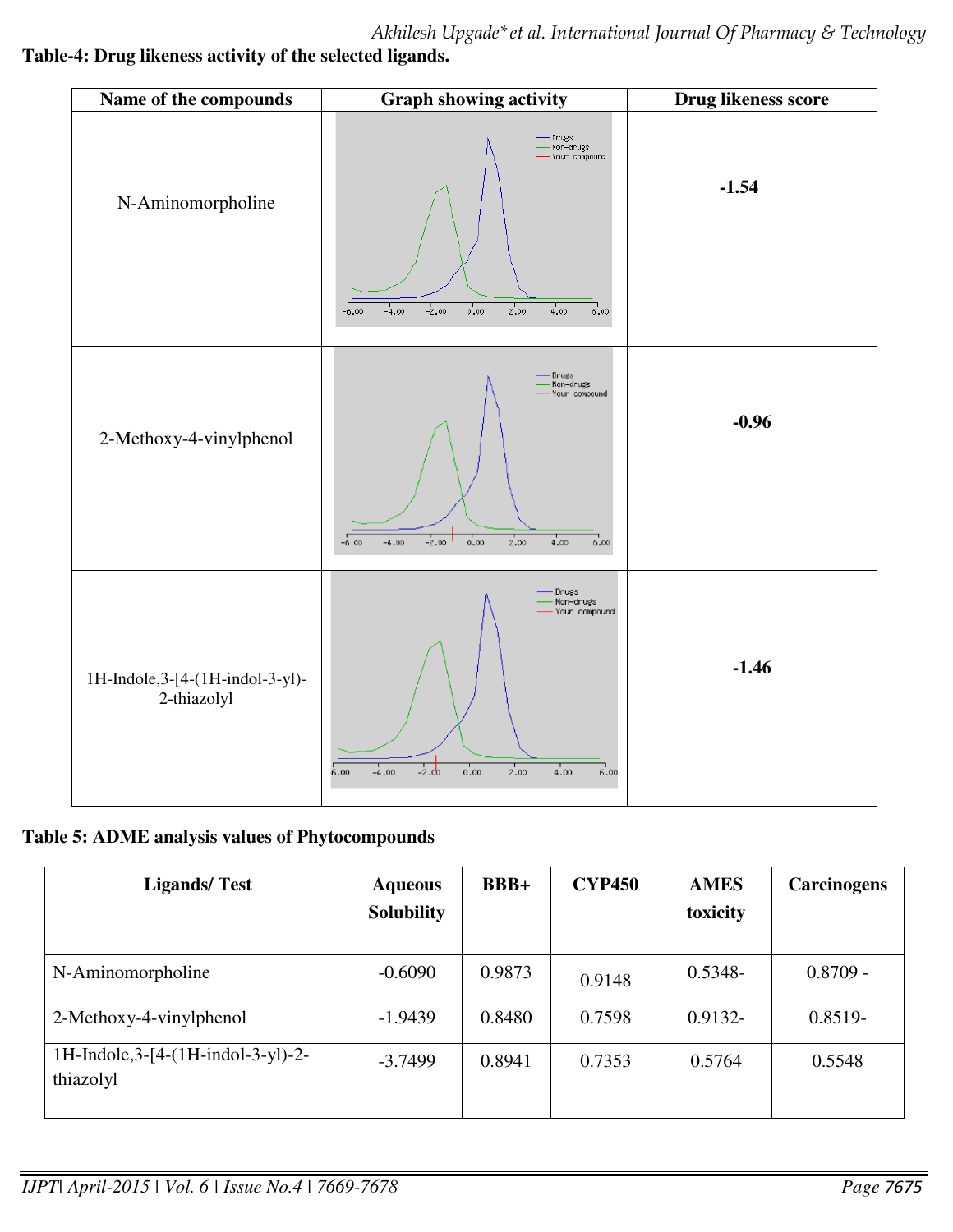**Table-4: Drug likeness activity of the selected ligands.**

| Name of the compounds | Graph showing activity | Drug likeness score |
|---|---|---|
| N-Aminomorpholine | | **-1.54** |
| 2-Methoxy-4-vinylphenol | | **-0.96** |
| 1H-Indole,3-[4-(1H-indol-3-yl)-2-thiazolyl | | **-1.46** |

**Table 5: ADME analysis values of Phytocompounds**

| Ligands/ Test | Aqueous Solubility | BBB+ | CYP450 | AMES toxicity | Carcinogens |
|---|---|---|---|---|---|
| N-Aminomorpholine | -0.6090 | 0.9873 | 0.9148 | 0.5348- | 0.8709 - |
| 2-Methoxy-4-vinylphenol | -1.9439 | 0.8480 | 0.7598 | 0.9132- | 0.8519- |
| 1H-Indole,3-[4-(1H-indol-3-yl)-2-thiazolyl | -3.7499 | 0.8941 | 0.7353 | 0.5764 | 0.5548 |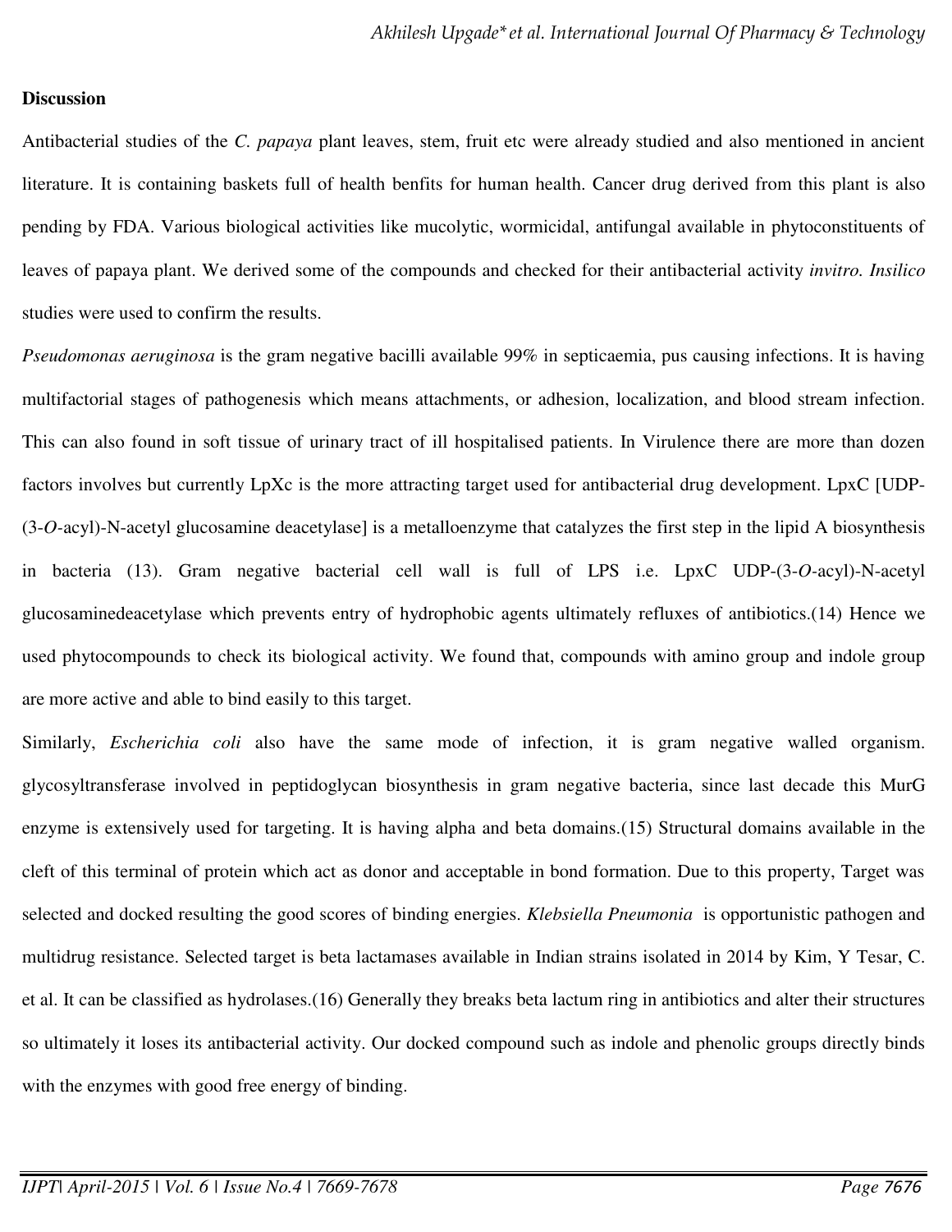**Discussion**

Antibacterial studies of the *C. papaya* plant leaves, stem, fruit etc were already studied and also mentioned in ancient literature. It is containing baskets full of health benfits for human health. Cancer drug derived from this plant is also pending by FDA. Various biological activities like mucolytic, wormicidal, antifungal available in phytoconstituents of leaves of papaya plant. We derived some of the compounds and checked for their antibacterial activity *invitro. Insilico* studies were used to confirm the results.

*Pseudomonas aeruginosa* is the gram negative bacilli available 99% in septicaemia, pus causing infections. It is having multifactorial stages of pathogenesis which means attachments, or adhesion, localization, and blood stream infection. This can also found in soft tissue of urinary tract of ill hospitalised patients. In Virulence there are more than dozen factors involves but currently LpXc is the more attracting target used for antibacterial drug development. LpxC [UDP-(3-*O*-acyl)-N-acetyl glucosamine deacetylase] is a metalloenzyme that catalyzes the first step in the lipid A biosynthesis in bacteria (13). Gram negative bacterial cell wall is full of LPS i.e. LpxC UDP-(3-*O*-acyl)-N-acetyl glucosaminedeacetylase which prevents entry of hydrophobic agents ultimately refluxes of antibiotics.(14) Hence we used phytocompounds to check its biological activity. We found that, compounds with amino group and indole group are more active and able to bind easily to this target.

Similarly, *Escherichia coli* also have the same mode of infection, it is gram negative walled organism. glycosyltransferase involved in peptidoglycan biosynthesis in gram negative bacteria, since last decade this MurG enzyme is extensively used for targeting. It is having alpha and beta domains.(15) Structural domains available in the cleft of this terminal of protein which act as donor and acceptable in bond formation. Due to this property, Target was selected and docked resulting the good scores of binding energies. *Klebsiella Pneumonia* is opportunistic pathogen and multidrug resistance. Selected target is beta lactamases available in Indian strains isolated in 2014 by Kim, Y Tesar, C. et al. It can be classified as hydrolases.(16) Generally they breaks beta lactum ring in antibiotics and alter their structures so ultimately it loses its antibacterial activity. Our docked compound such as indole and phenolic groups directly binds with the enzymes with good free energy of binding.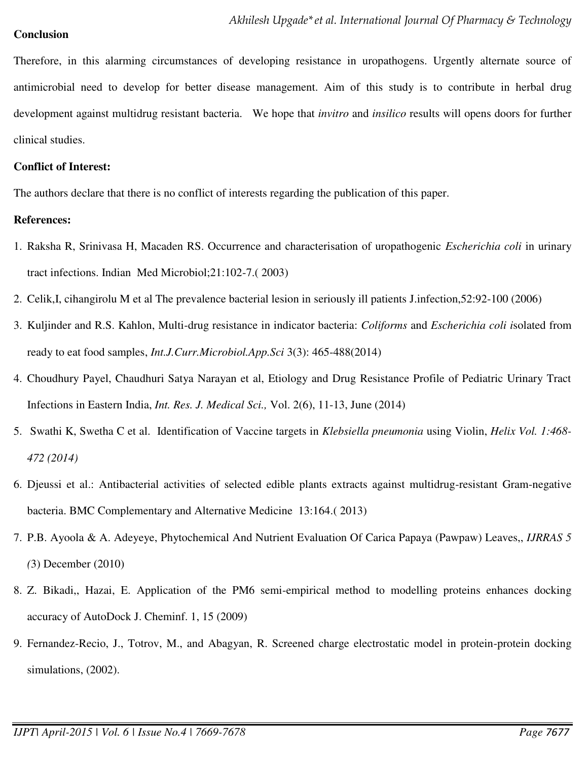**Conclusion**

Therefore, in this alarming circumstances of developing resistance in uropathogens. Urgently alternate source of antimicrobial need to develop for better disease management. Aim of this study is to contribute in herbal drug development against multidrug resistant bacteria. We hope that *invitro* and *insilico* results will opens doors for further clinical studies.

**Conflict of Interest:**

The authors declare that there is no conflict of interests regarding the publication of this paper.

**References:**

1. Raksha R, Srinivasa H, Macaden RS. Occurrence and characterisation of uropathogenic *Escherichia coli* in urinary tract infections. Indian Med Microbiol;21:102-7.( 2003)
2. Celik,I, cihangirolu M et al The prevalence bacterial lesion in seriously ill patients J.infection,52:92-100 (2006)
3. Kuljinder and R.S. Kahlon, Multi-drug resistance in indicator bacteria: *Coliforms* and *Escherichia coli* isolated from ready to eat food samples, *Int.J.Curr.Microbiol.App.Sci* 3(3): 465-488(2014)
4. Choudhury Payel, Chaudhuri Satya Narayan et al, Etiology and Drug Resistance Profile of Pediatric Urinary Tract Infections in Eastern India, *Int. Res. J. Medical Sci.,* Vol. 2(6), 11-13, June (2014)
5. Swathi K, Swetha C et al. Identification of Vaccine targets in *Klebsiella pneumonia* using Violin, *Helix Vol. 1:468-472 (2014)*
6. Djeussi et al.: Antibacterial activities of selected edible plants extracts against multidrug-resistant Gram-negative bacteria. BMC Complementary and Alternative Medicine 13:164.( 2013)
7. P.B. Ayoola & A. Adeyeye, Phytochemical And Nutrient Evaluation Of Carica Papaya (Pawpaw) Leaves,, *IJRRAS 5 (*3) December (2010)
8. Z. Bikadi,, Hazai, E. Application of the PM6 semi-empirical method to modelling proteins enhances docking accuracy of AutoDock J. Cheminf. 1, 15 (2009)
9. Fernandez-Recio, J., Totrov, M., and Abagyan, R. Screened charge electrostatic model in protein-protein docking simulations, (2002).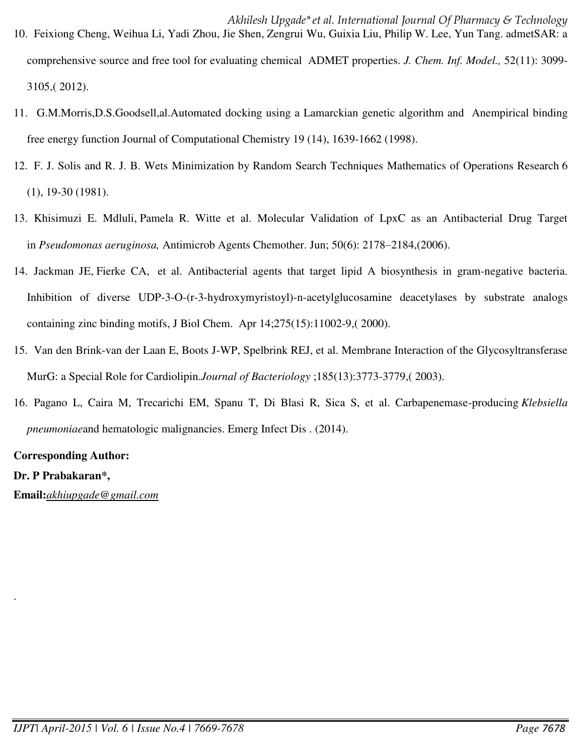10. Feixiong Cheng, Weihua Li, Yadi Zhou, Jie Shen, Zengrui Wu, Guixia Liu, Philip W. Lee, Yun Tang. admetSAR: a comprehensive source and free tool for evaluating chemical ADMET properties. *J. Chem. Inf. Model.,* 52(11): 3099-3105,( 2012).
11. G.M.Morris,D.S.Goodsell,al.Automated docking using a Lamarckian genetic algorithm and Anempirical binding free energy function Journal of Computational Chemistry 19 (14), 1639-1662 (1998).
12. F. J. Solis and R. J. B. Wets Minimization by Random Search Techniques Mathematics of Operations Research 6 (1), 19-30 (1981).
13. Khisimuzi E. Mdluli, Pamela R. Witte et al. Molecular Validation of LpxC as an Antibacterial Drug Target in *Pseudomonas aeruginosa,* Antimicrob Agents Chemother. Jun; 50(6): 2178–2184,(2006).
14. Jackman JE, Fierke CA, et al. Antibacterial agents that target lipid A biosynthesis in gram-negative bacteria. Inhibition of diverse UDP-3-O-(r-3-hydroxymyristoyl)-n-acetylglucosamine deacetylases by substrate analogs containing zinc binding motifs, J Biol Chem. Apr 14;275(15):11002-9,( 2000).
15. Van den Brink-van der Laan E, Boots J-WP, Spelbrink REJ, et al. Membrane Interaction of the Glycosyltransferase MurG: a Special Role for Cardiolipin.*Journal of Bacteriology* ;185(13):3773-3779,( 2003).
16. Pagano L, Caira M, Trecarichi EM, Spanu T, Di Blasi R, Sica S, et al. Carbapenemase-producing *Klebsiella pneumoniae*and hematologic malignancies. Emerg Infect Dis . (2014).

**Corresponding Author:**

**Dr. P Prabakaran*,**

**Email:***akhiupgade@gmail.com*

.